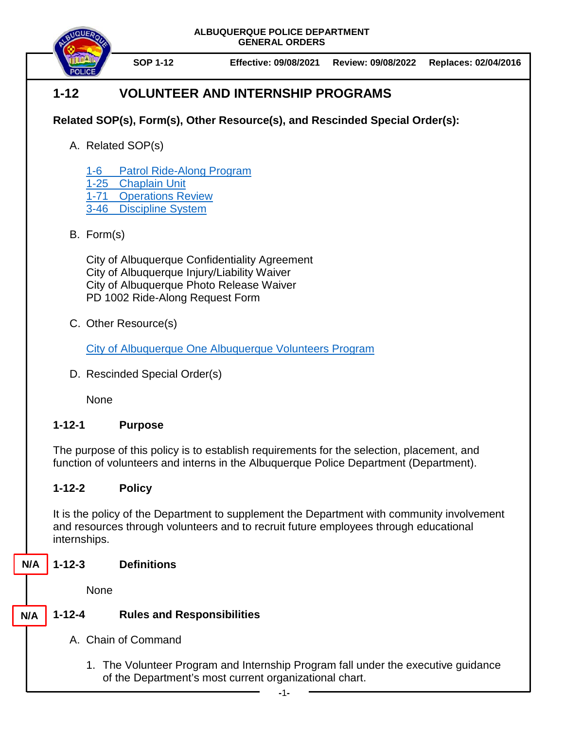ALBUQUERQUE POLICE DEPARTMENT
GENERAL ORDERS

SOP 1-12 | Effective: 09/08/2021 | Review: 09/08/2022 | Replaces: 02/04/2016

# 1-12 VOLUNTEER AND INTERNSHIP PROGRAMS

**Related SOP(s), Form(s), Other Resource(s), and Rescinded Special Order(s):**

A. Related SOP(s)

   1-6 Patrol Ride-Along Program
   1-25 Chaplain Unit
   1-71 Operations Review
   3-46 Discipline System

B. Form(s)

   City of Albuquerque Confidentiality Agreement
   City of Albuquerque Injury/Liability Waiver
   City of Albuquerque Photo Release Waiver
   PD 1002 Ride-Along Request Form

C. Other Resource(s)

   City of Albuquerque One Albuquerque Volunteers Program

D. Rescinded Special Order(s)

   None

## 1-12-1 Purpose

The purpose of this policy is to establish requirements for the selection, placement, and function of volunteers and interns in the Albuquerque Police Department (Department).

## 1-12-2 Policy

It is the policy of the Department to supplement the Department with community involvement and resources through volunteers and to recruit future employees through educational internships.

## N/A 1-12-3 Definitions

None

## N/A 1-12-4 Rules and Responsibilities

A. Chain of Command

   1. The Volunteer Program and Internship Program fall under the executive guidance of the Department's most current organizational chart.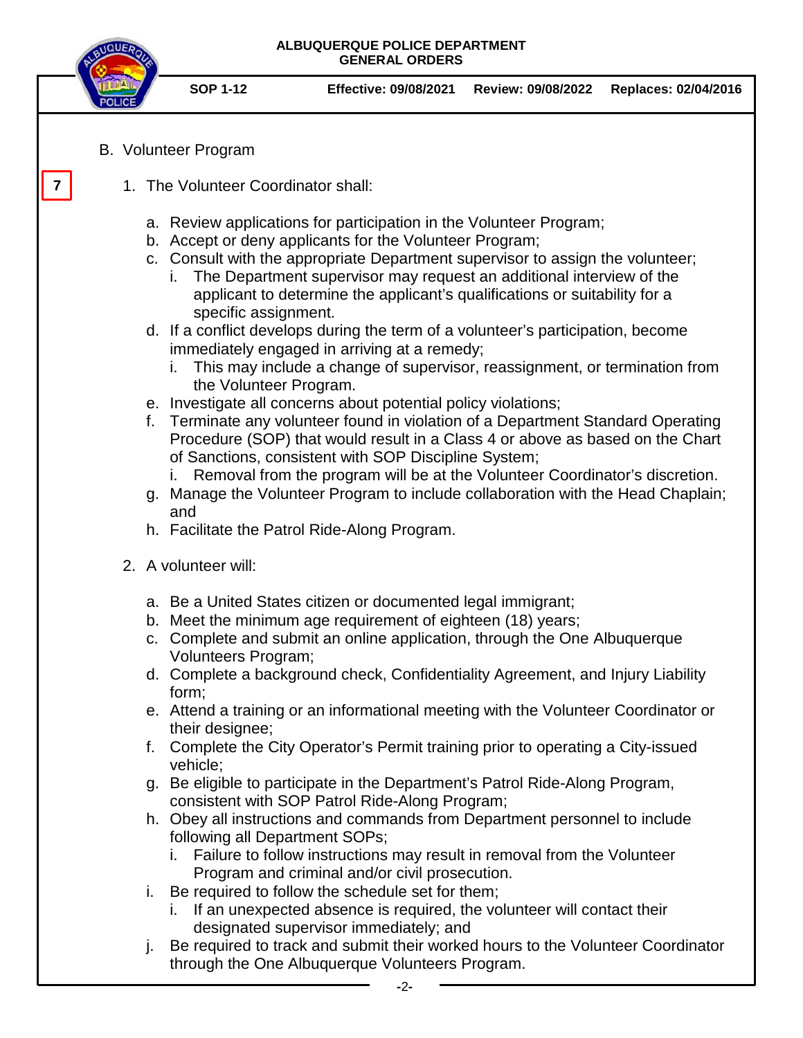B. Volunteer Program

7

1. The Volunteer Coordinator shall:

   a. Review applications for participation in the Volunteer Program;
   b. Accept or deny applicants for the Volunteer Program;
   c. Consult with the appropriate Department supervisor to assign the volunteer;
      i. The Department supervisor may request an additional interview of the applicant to determine the applicant's qualifications or suitability for a specific assignment.
   d. If a conflict develops during the term of a volunteer's participation, become immediately engaged in arriving at a remedy;
      i. This may include a change of supervisor, reassignment, or termination from the Volunteer Program.
   e. Investigate all concerns about potential policy violations;
   f. Terminate any volunteer found in violation of a Department Standard Operating Procedure (SOP) that would result in a Class 4 or above as based on the Chart of Sanctions, consistent with SOP Discipline System;
      i. Removal from the program will be at the Volunteer Coordinator's discretion.
   g. Manage the Volunteer Program to include collaboration with the Head Chaplain; and
   h. Facilitate the Patrol Ride-Along Program.

2. A volunteer will:

   a. Be a United States citizen or documented legal immigrant;
   b. Meet the minimum age requirement of eighteen (18) years;
   c. Complete and submit an online application, through the One Albuquerque Volunteers Program;
   d. Complete a background check, Confidentiality Agreement, and Injury Liability form;
   e. Attend a training or an informational meeting with the Volunteer Coordinator or their designee;
   f. Complete the City Operator's Permit training prior to operating a City-issued vehicle;
   g. Be eligible to participate in the Department's Patrol Ride-Along Program, consistent with SOP Patrol Ride-Along Program;
   h. Obey all instructions and commands from Department personnel to include following all Department SOPs;
      i. Failure to follow instructions may result in removal from the Volunteer Program and criminal and/or civil prosecution.
   i. Be required to follow the schedule set for them;
      i. If an unexpected absence is required, the volunteer will contact their designated supervisor immediately; and
   j. Be required to track and submit their worked hours to the Volunteer Coordinator through the One Albuquerque Volunteers Program.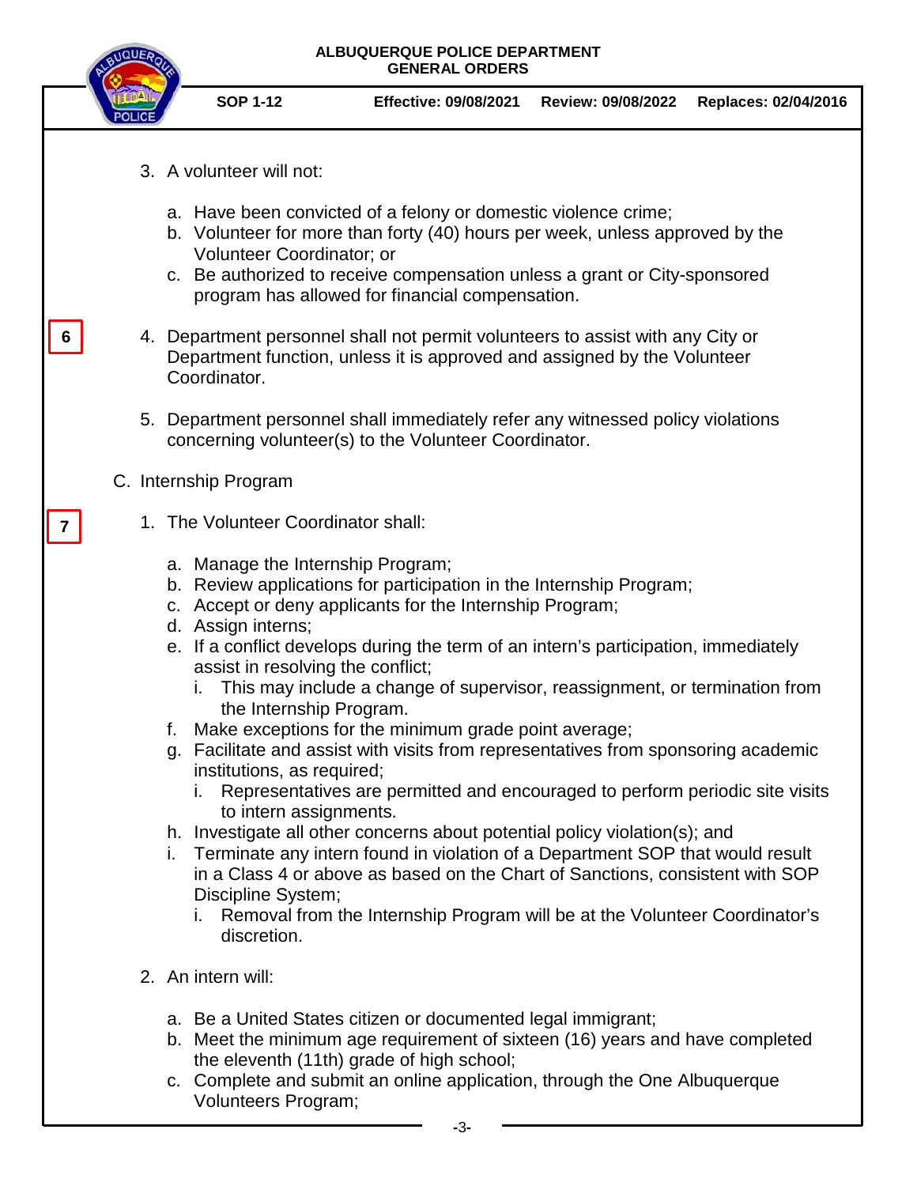3. A volunteer will not:

   a. Have been convicted of a felony or domestic violence crime;
   b. Volunteer for more than forty (40) hours per week, unless approved by the Volunteer Coordinator; or
   c. Be authorized to receive compensation unless a grant or City-sponsored program has allowed for financial compensation.

6

4. Department personnel shall not permit volunteers to assist with any City or Department function, unless it is approved and assigned by the Volunteer Coordinator.

5. Department personnel shall immediately refer any witnessed policy violations concerning volunteer(s) to the Volunteer Coordinator.

C. Internship Program

7

1. The Volunteer Coordinator shall:

   a. Manage the Internship Program;
   b. Review applications for participation in the Internship Program;
   c. Accept or deny applicants for the Internship Program;
   d. Assign interns;
   e. If a conflict develops during the term of an intern's participation, immediately assist in resolving the conflict;
      i. This may include a change of supervisor, reassignment, or termination from the Internship Program.
   f. Make exceptions for the minimum grade point average;
   g. Facilitate and assist with visits from representatives from sponsoring academic institutions, as required;
      i. Representatives are permitted and encouraged to perform periodic site visits to intern assignments.
   h. Investigate all other concerns about potential policy violation(s); and
   i. Terminate any intern found in violation of a Department SOP that would result in a Class 4 or above as based on the Chart of Sanctions, consistent with SOP Discipline System;
      i. Removal from the Internship Program will be at the Volunteer Coordinator's discretion.

2. An intern will:

   a. Be a United States citizen or documented legal immigrant;
   b. Meet the minimum age requirement of sixteen (16) years and have completed the eleventh (11th) grade of high school;
   c. Complete and submit an online application, through the One Albuquerque Volunteers Program;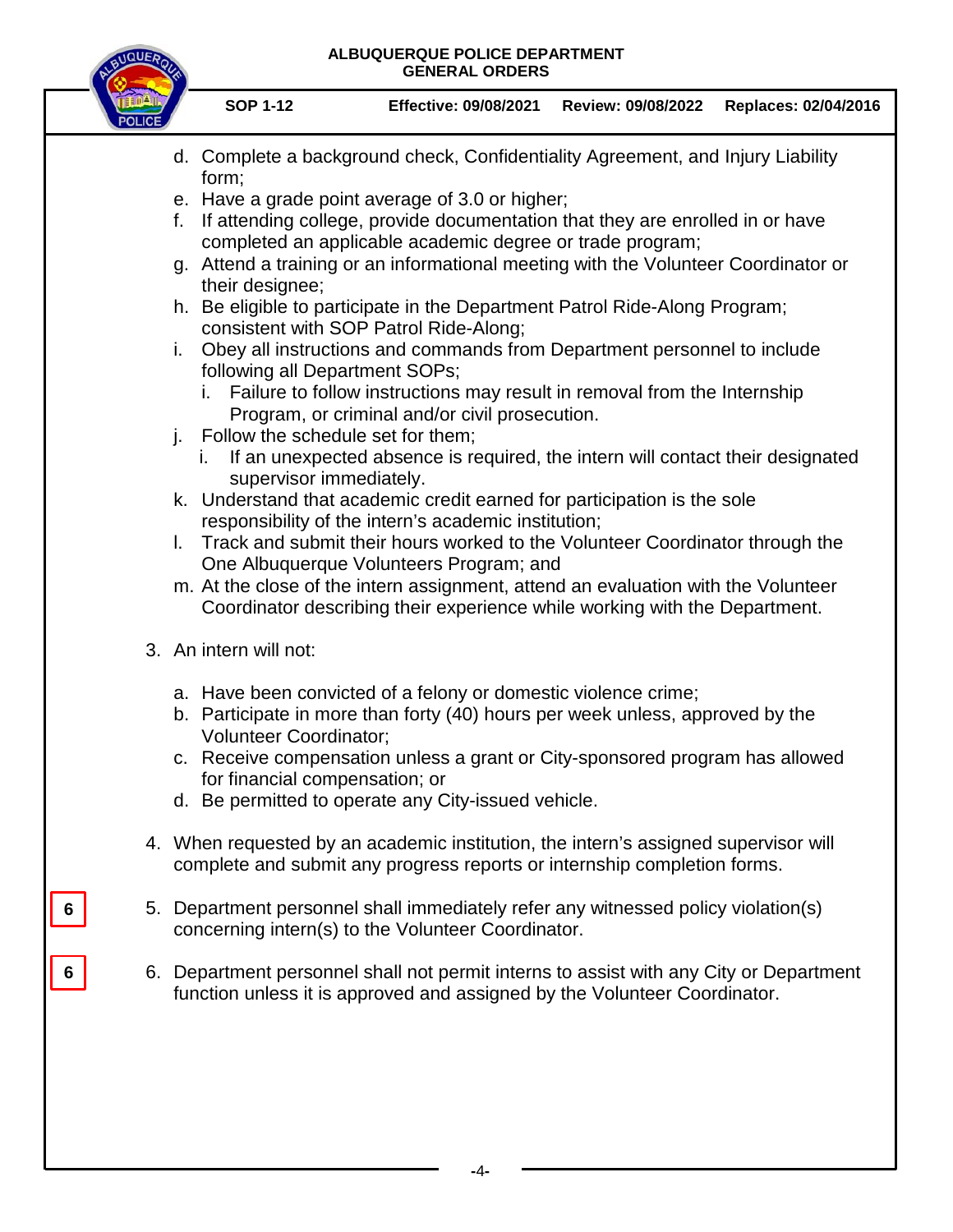d. Complete a background check, Confidentiality Agreement, and Injury Liability form;
e. Have a grade point average of 3.0 or higher;
f. If attending college, provide documentation that they are enrolled in or have completed an applicable academic degree or trade program;
g. Attend a training or an informational meeting with the Volunteer Coordinator or their designee;
h. Be eligible to participate in the Department Patrol Ride-Along Program; consistent with SOP Patrol Ride-Along;
i. Obey all instructions and commands from Department personnel to include following all Department SOPs;
   i. Failure to follow instructions may result in removal from the Internship Program, or criminal and/or civil prosecution.
j. Follow the schedule set for them;
   i. If an unexpected absence is required, the intern will contact their designated supervisor immediately.
k. Understand that academic credit earned for participation is the sole responsibility of the intern's academic institution;
l. Track and submit their hours worked to the Volunteer Coordinator through the One Albuquerque Volunteers Program; and
m. At the close of the intern assignment, attend an evaluation with the Volunteer Coordinator describing their experience while working with the Department.

3. An intern will not:

   a. Have been convicted of a felony or domestic violence crime;
   b. Participate in more than forty (40) hours per week unless, approved by the Volunteer Coordinator;
   c. Receive compensation unless a grant or City-sponsored program has allowed for financial compensation; or
   d. Be permitted to operate any City-issued vehicle.

4. When requested by an academic institution, the intern's assigned supervisor will complete and submit any progress reports or internship completion forms.

6

5. Department personnel shall immediately refer any witnessed policy violation(s) concerning intern(s) to the Volunteer Coordinator.

6

6. Department personnel shall not permit interns to assist with any City or Department function unless it is approved and assigned by the Volunteer Coordinator.